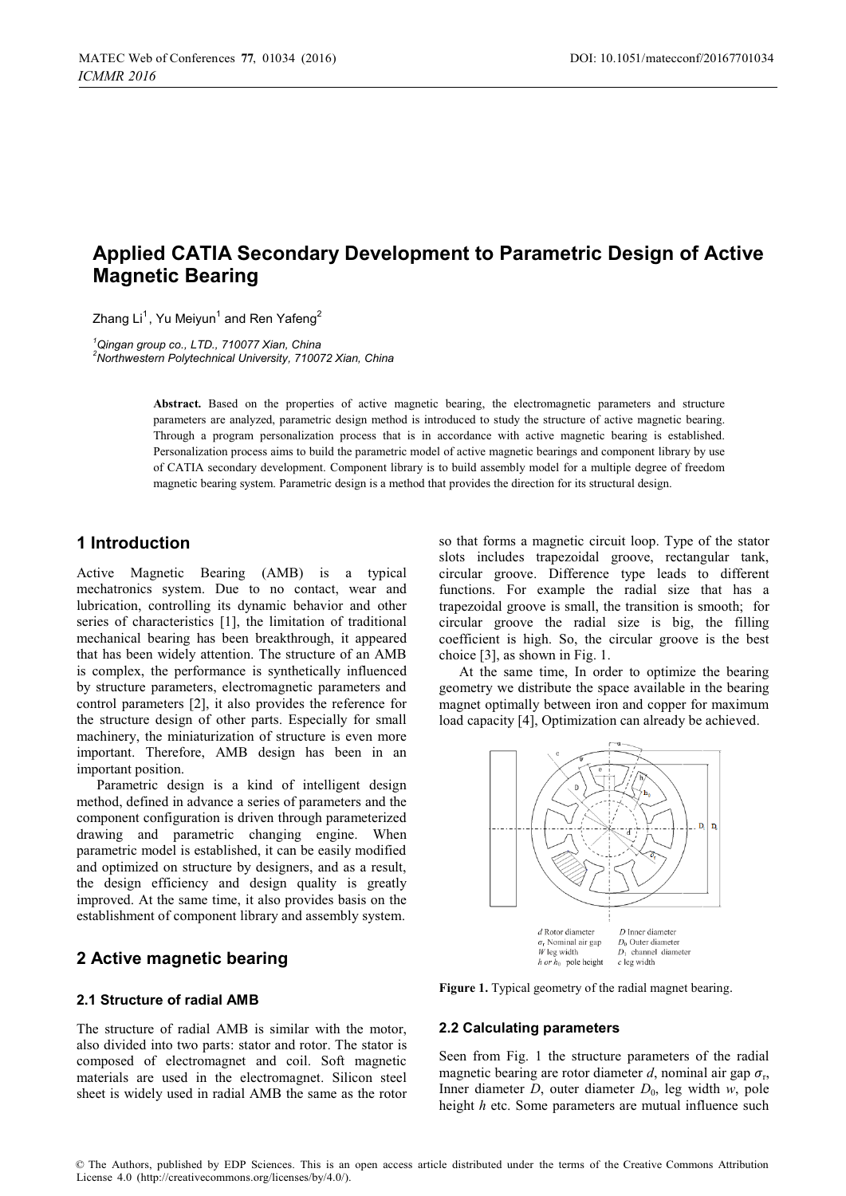# Applied CATIA Secondary Development to Parametric Design of Active Magnetic Bearing

Zhang Li[1], Yu Meiyun[1] and Ren Yafeng[2]

[1]Qingan group co., LTD., 710077 Xian, China
[2]Northwestern Polytechnical University, 710072 Xian, China

**Abstract.** Based on the properties of active magnetic bearing, the electromagnetic parameters and structure parameters are analyzed, parametric design method is introduced to study the structure of active magnetic bearing. Through a program personalization process that is in accordance with active magnetic bearing is established. Personalization process aims to build the parametric model of active magnetic bearings and component library by use of CATIA secondary development. Component library is to build assembly model for a multiple degree of freedom magnetic bearing system. Parametric design is a method that provides the direction for its structural design.

## 1 Introduction

Active Magnetic Bearing (AMB) is a typical mechatronics system. Due to no contact, wear and lubrication, controlling its dynamic behavior and other series of characteristics [1], the limitation of traditional mechanical bearing has been breakthrough, it appeared that has been widely attention. The structure of an AMB is complex, the performance is synthetically influenced by structure parameters, electromagnetic parameters and control parameters [2], it also provides the reference for the structure design of other parts. Especially for small machinery, the miniaturization of structure is even more important. Therefore, AMB design has been in an important position.

Parametric design is a kind of intelligent design method, defined in advance a series of parameters and the component configuration is driven through parameterized drawing and parametric changing engine. When parametric model is established, it can be easily modified and optimized on structure by designers, and as a result, the design efficiency and design quality is greatly improved. At the same time, it also provides basis on the establishment of component library and assembly system.

## 2 Active magnetic bearing

### 2.1 Structure of radial AMB

The structure of radial AMB is similar with the motor, also divided into two parts: stator and rotor. The stator is composed of electromagnet and coil. Soft magnetic materials are used in the electromagnet. Silicon steel sheet is widely used in radial AMB the same as the rotor so that forms a magnetic circuit loop. Type of the stator slots includes trapezoidal groove, rectangular tank, circular groove. Difference type leads to different functions. For example the radial size that has a trapezoidal groove is small, the transition is smooth; for circular groove the radial size is big, the filling coefficient is high. So, the circular groove is the best choice [3], as shown in Fig. 1.

At the same time, In order to optimize the bearing geometry we distribute the space available in the bearing magnet optimally between iron and copper for maximum load capacity [4], Optimization can already be achieved.

$d$ Rotor diameter $D$ Inner diameter
$\sigma_r$ Nominal air gap $D_0$ Outer diameter
$W$ leg width $D_1$ channel diameter
$h$ or $h_0$ pole height $c$ leg width

**Figure 1.** Typical geometry of the radial magnet bearing.

### 2.2 Calculating parameters

Seen from Fig. 1 the structure parameters of the radial magnetic bearing are rotor diameter $d$, nominal air gap $\sigma_r$, Inner diameter $D$, outer diameter $D_0$, leg width $w$, pole height $h$ etc. Some parameters are mutual influence such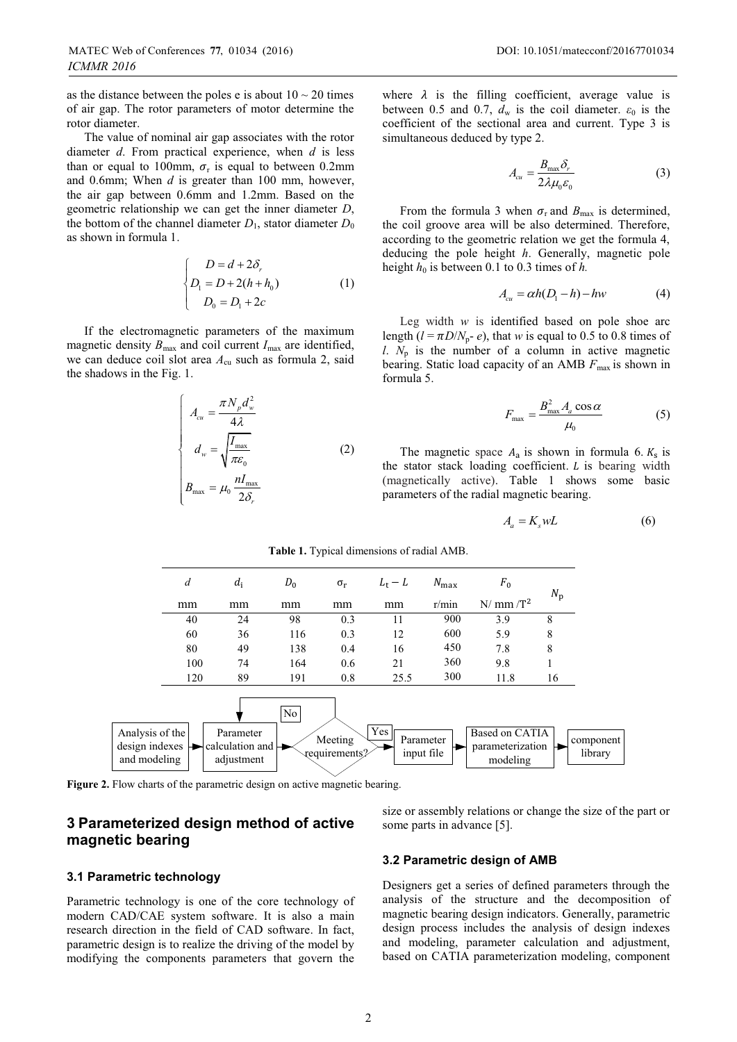as the distance between the poles e is about 10 ~ 20 times of air gap. The rotor parameters of motor determine the rotor diameter.

The value of nominal air gap associates with the rotor diameter $d$. From practical experience, when $d$ is less than or equal to 100mm, $\sigma_r$ is equal to between 0.2mm and 0.6mm; When $d$ is greater than 100 mm, however, the air gap between 0.6mm and 1.2mm. Based on the geometric relationship we can get the inner diameter $D$, the bottom of the channel diameter $D_1$, stator diameter $D_0$ as shown in formula 1.

$$\begin{cases} D = d + 2\delta_r \\ D_1 = D + 2(h + h_0) \\ D_0 = D_1 + 2c \end{cases} \tag{1}$$

If the electromagnetic parameters of the maximum magnetic density $B_{\max}$ and coil current $I_{\max}$ are identified, we can deduce coil slot area $A_{cu}$ such as formula 2, said the shadows in the Fig. 1.

$$\begin{cases} A_{cu} = \dfrac{\pi N_p d_w^2}{4\lambda} \\ d_w = \sqrt{\dfrac{I_{\max}}{\pi \varepsilon_0}} \\ B_{\max} = \mu_0 \dfrac{n I_{\max}}{2\delta_r} \end{cases} \tag{2}$$

where $\lambda$ is the filling coefficient, average value is between 0.5 and 0.7, $d_w$ is the coil diameter. $\varepsilon_0$ is the coefficient of the sectional area and current. Type 3 is simultaneous deduced by type 2.

$$A_{cu} = \frac{B_{\max}\delta_r}{2\lambda\mu_0\varepsilon_0} \tag{3}$$

From the formula 3 when $\sigma_r$ and $B_{\max}$ is determined, the coil groove area will be also determined. Therefore, according to the geometric relation we get the formula 4, deducing the pole height $h$. Generally, magnetic pole height $h_0$ is between 0.1 to 0.3 times of $h$.

$$A_{cu} = \alpha h(D_1 - h) - hw \tag{4}$$

Leg width $w$ is identified based on pole shoe arc length ($l = \pi D/N_p - e$), that $w$ is equal to 0.5 to 0.8 times of $l$. $N_p$ is the number of a column in active magnetic bearing. Static load capacity of an AMB $F_{\max}$ is shown in formula 5.

$$F_{\max} = \frac{B_{\max}^2 A_a \cos\alpha}{\mu_0} \tag{5}$$

The magnetic space $A_a$ is shown in formula 6. $K_s$ is the stator stack loading coefficient. $L$ is bearing width (magnetically active). Table 1 shows some basic parameters of the radial magnetic bearing.

$$A_a = K_s w L \tag{6}$$

**Table 1.** Typical dimensions of radial AMB.

| $d$ | $d_i$ | $D_0$ | $\sigma_r$ | $L_t - L$ | $N_{\max}$ | $F_0$ | $N_p$ |
|---|---|---|---|---|---|---|---|
| mm | mm | mm | mm | mm | r/min | N/ mm /T$^2$ | |
| 40 | 24 | 98 | 0.3 | 11 | 900 | 3.9 | 8 |
| 60 | 36 | 116 | 0.3 | 12 | 600 | 5.9 | 8 |
| 80 | 49 | 138 | 0.4 | 16 | 450 | 7.8 | 8 |
| 100 | 74 | 164 | 0.6 | 21 | 360 | 9.8 | 1 |
| 120 | 89 | 191 | 0.8 | 25.5 | 300 | 11.8 | 16 |

Analysis of the design indexes and modeling → Parameter calculation and adjustment → Meeting requirements? (No → back to Parameter calculation and adjustment; Yes →) Parameter input file → Based on CATIA parameterization modeling → component library

**Figure 2.** Flow charts of the parametric design on active magnetic bearing.

## 3 Parameterized design method of active magnetic bearing

### 3.1 Parametric technology

Parametric technology is one of the core technology of modern CAD/CAE system software. It is also a main research direction in the field of CAD software. In fact, parametric design is to realize the driving of the model by modifying the components parameters that govern the size or assembly relations or change the size of the part or some parts in advance [5].

### 3.2 Parametric design of AMB

Designers get a series of defined parameters through the analysis of the structure and the decomposition of magnetic bearing design indicators. Generally, parametric design process includes the analysis of design indexes and modeling, parameter calculation and adjustment, based on CATIA parameterization modeling, component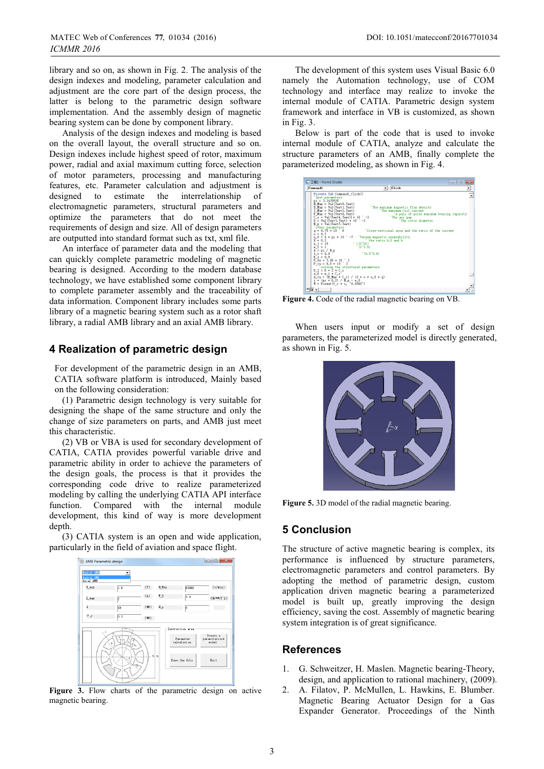library and so on, as shown in Fig. 2. The analysis of the design indexes and modeling, parameter calculation and adjustment are the core part of the design process, the latter is belong to the parametric design software implementation. And the assembly design of magnetic bearing system can be done by component library.

Analysis of the design indexes and modeling is based on the overall layout, the overall structure and so on. Design indexes include highest speed of rotor, maximum power, radial and axial maximum cutting force, selection of motor parameters, processing and manufacturing features, etc. Parameter calculation and adjustment is designed to estimate the interrelationship of electromagnetic parameters, structural parameters and optimize the parameters that do not meet the requirements of design and size. All of design parameters are outputted into standard format such as txt, xml file.

An interface of parameter data and the modeling that can quickly complete parametric modeling of magnetic bearing is designed. According to the modern database technology, we have established some component library to complete parameter assembly and the traceability of data information. Component library includes some parts library of a magnetic bearing system such as a rotor shaft library, a radial AMB library and an axial AMB library.

## 4 Realization of parametric design

For development of the parametric design in an AMB, CATIA software platform is introduced, Mainly based on the following consideration:

(1) Parametric design technology is very suitable for designing the shape of the same structure and only the change of size parameters on parts, and AMB just meet this characteristic.

(2) VB or VBA is used for secondary development of CATIA, CATIA provides powerful variable drive and parametric ability in order to achieve the design goals, the process is that it provides the corresponding code drive to realize parameterized modeling by calling the underlying CATIA API interface function. Compared with the internal module development, this kind of way is more development depth.

(3) CATIA system is an open and wide application, particularly in the field of aviation and space flight.

**Figure 3.** Flow charts of the parametric design on active magnetic bearing.

The development of this system uses Visual Basic 6.0 namely the Automation technology, use of COM technology and interface may realize to invoke the internal module of CATIA. Parametric design system framework and interface in VB is customized, as shown in Fig. 3.

Below is part of the code that is used to invoke internal module of CATIA, analyze and calculate the structure parameters of an AMB, finally complete the parameterized modeling, as shown in Fig. 4.

**Figure 4.** Code of the radial magnetic bearing on VB.

When users input or modify a set of design parameters, the parameterized model is directly generated, as shown in Fig. 5.

**Figure 5.** 3D model of the radial magnetic bearing.

## 5 Conclusion

The structure of active magnetic bearing is complex, its performance is influenced by structure parameters, electromagnetic parameters and control parameters. By adopting the method of parametric design, custom application driven magnetic bearing a parameterized model is built up, greatly improving the design efficiency, saving the cost. Assembly of magnetic bearing system integration is of great significance.

## References

1. G. Schweitzer, H. Maslen. Magnetic bearing-Theory, design, and application to rational machinery, (2009).
2. A. Filatov, P. McMullen, L. Hawkins, E. Blumber. Magnetic Bearing Actuator Design for a Gas Expander Generator. Proceedings of the Ninth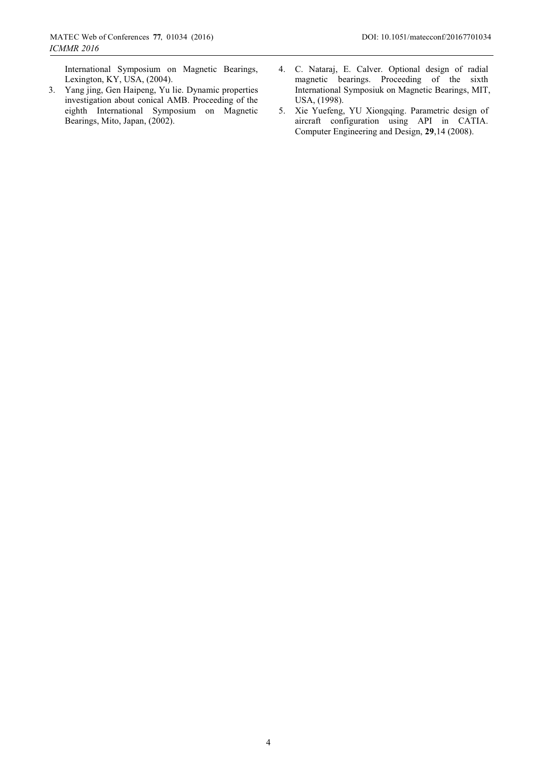International Symposium on Magnetic Bearings, Lexington, KY, USA, (2004).

3. Yang jing, Gen Haipeng, Yu lie. Dynamic properties investigation about conical AMB. Proceeding of the eighth International Symposium on Magnetic Bearings, Mito, Japan, (2002).
4. C. Nataraj, E. Calver. Optional design of radial magnetic bearings. Proceeding of the sixth International Symposiuk on Magnetic Bearings, MIT, USA, (1998).
5. Xie Yuefeng, YU Xiongqing. Parametric design of aircraft configuration using API in CATIA. Computer Engineering and Design, **29**,14 (2008).